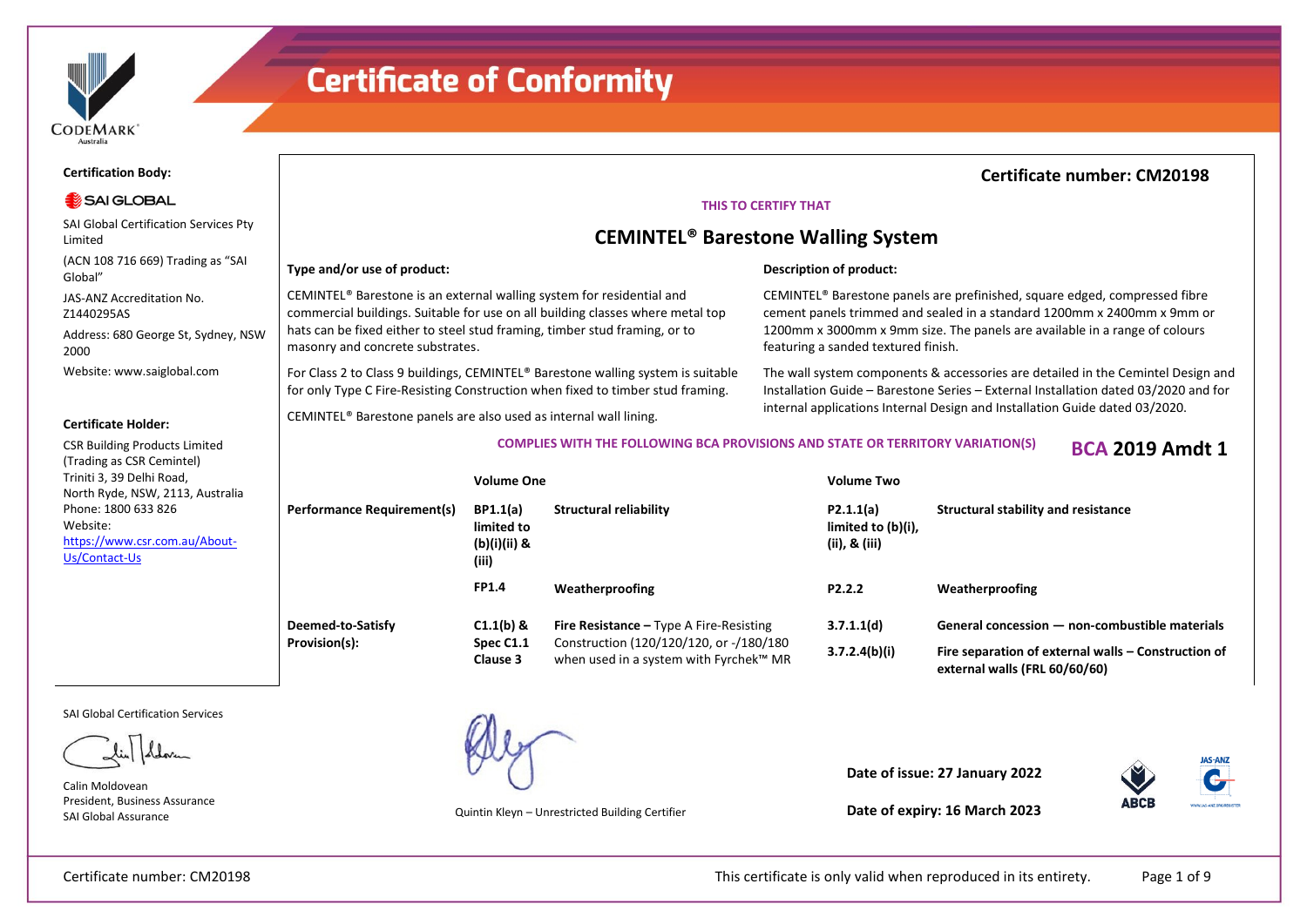# Certificate of Conformity

**Certification Body:**

SAI GLOBAL

SAI Global Certification Services Pty Limited

(ACN 108 716 669) Trading as "SAI Global"

JAS-ANZ Accreditation No. Z1440295AS

Address: 680 George St, Sydney, NSW 2000

Website: www.saiglobal.com

**Certificate Holder:**

CSR Building Products Limited (Trading as CSR Cemintel)
Triniti 3, 39 Delhi Road,
North Ryde, NSW, 2113, Australia
Phone: 1800 633 826
Website:
https://www.csr.com.au/About-Us/Contact-Us

## Certificate number: CM20198

**THIS TO CERTIFY THAT**

## CEMINTEL® Barestone Walling System

**Type and/or use of product:**

CEMINTEL® Barestone is an external walling system for residential and commercial buildings. Suitable for use on all building classes where metal top hats can be fixed either to steel stud framing, timber stud framing, or to masonry and concrete substrates.

For Class 2 to Class 9 buildings, CEMINTEL® Barestone walling system is suitable for only Type C Fire-Resisting Construction when fixed to timber stud framing.

CEMINTEL® Barestone panels are also used as internal wall lining.

**Description of product:**

CEMINTEL® Barestone panels are prefinished, square edged, compressed fibre cement panels trimmed and sealed in a standard 1200mm x 2400mm x 9mm or 1200mm x 3000mm x 9mm size. The panels are available in a range of colours featuring a sanded textured finish.

The wall system components & accessories are detailed in the Cemintel Design and Installation Guide – Barestone Series – External Installation dated 03/2020 and for internal applications Internal Design and Installation Guide dated 03/2020.

**COMPLIES WITH THE FOLLOWING BCA PROVISIONS AND STATE OR TERRITORY VARIATION(S)** **BCA 2019 Amdt 1**

| | Volume One | | Volume Two | |
|---|---|---|---|---|
| **Performance Requirement(s)** | **BP1.1(a) limited to (b)(i)(ii) & (iii)** | **Structural reliability** | **P2.1.1(a) limited to (b)(i), (ii), & (iii)** | **Structural stability and resistance** |
| | **FP1.4** | **Weatherproofing** | **P2.2.2** | **Weatherproofing** |
| **Deemed-to-Satisfy Provision(s):** | **C1.1(b) & Spec C1.1 Clause 3** | **Fire Resistance –** Type A Fire-Resisting Construction (120/120/120, or -/180/180 when used in a system with Fyrchek™ MR | **3.7.1.1(d)** | **General concession — non-combustible materials** |
| | | | **3.7.2.4(b)(i)** | **Fire separation of external walls – Construction of external walls (FRL 60/60/60)** |

SAI Global Certification Services

Calin Moldovean
President, Business Assurance
SAI Global Assurance

Quintin Kleyn – Unrestricted Building Certifier

**Date of issue: 27 January 2022**

**Date of expiry: 16 March 2023**

This certificate is only valid when reproduced in its entirety.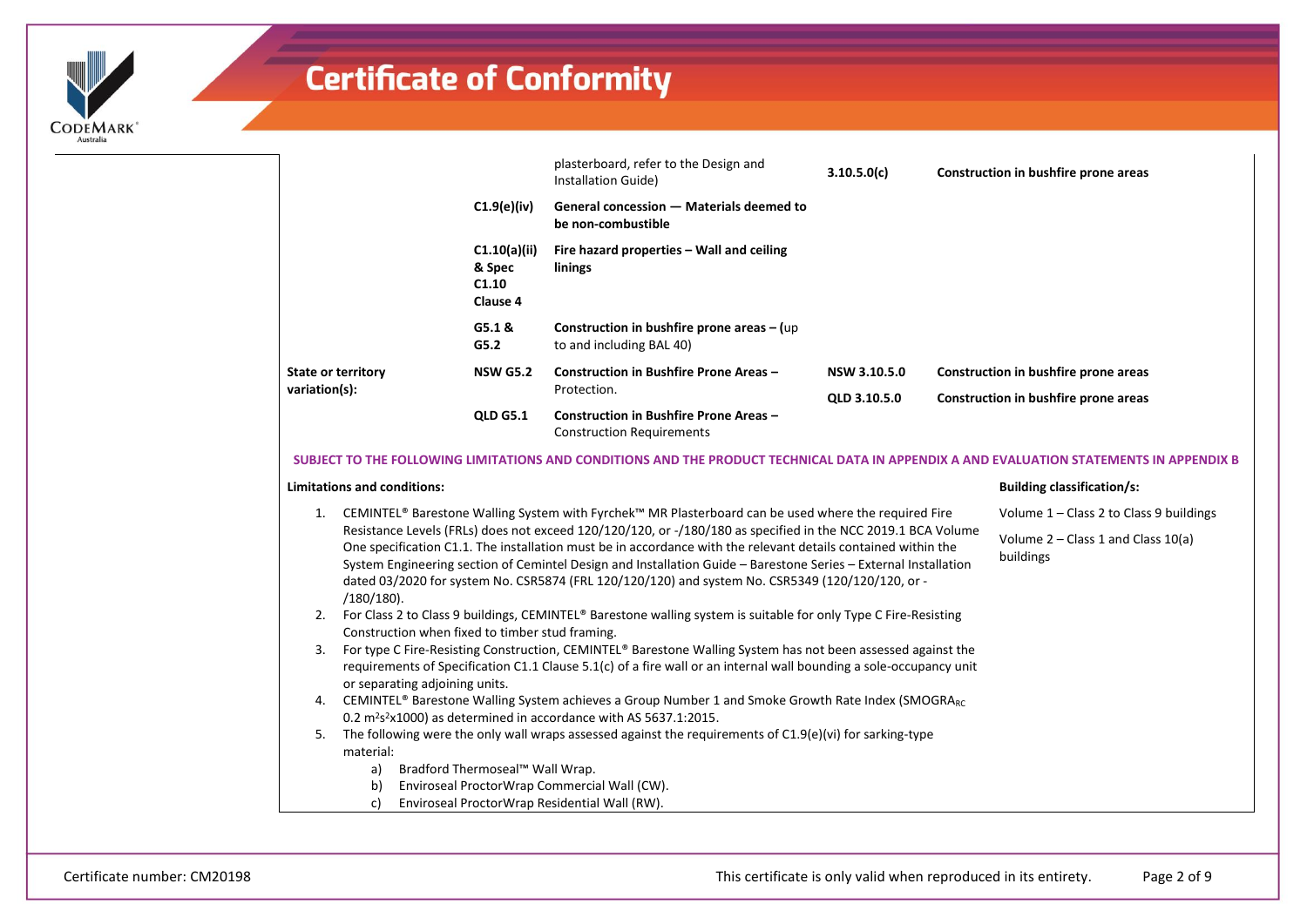# Certificate of Conformity

| | | | | |
|---|---|---|---|---|
| | | plasterboard, refer to the Design and Installation Guide) | **3.10.5.0(c)** | **Construction in bushfire prone areas** |
| | **C1.9(e)(iv)** | **General concession — Materials deemed to be non-combustible** | | |
| | **C1.10(a)(ii) & Spec C1.10 Clause 4** | **Fire hazard properties – Wall and ceiling linings** | | |
| | **G5.1 & G5.2** | **Construction in bushfire prone areas – (**up to and including BAL 40) | | |
| **State or territory variation(s):** | **NSW G5.2** | **Construction in Bushfire Prone Areas –** Protection. | **NSW 3.10.5.0** | **Construction in bushfire prone areas** |
| | **QLD G5.1** | **Construction in Bushfire Prone Areas –** Construction Requirements | **QLD 3.10.5.0** | **Construction in bushfire prone areas** |

**SUBJECT TO THE FOLLOWING LIMITATIONS AND CONDITIONS AND THE PRODUCT TECHNICAL DATA IN APPENDIX A AND EVALUATION STATEMENTS IN APPENDIX B**

**Limitations and conditions:**

1. CEMINTEL® Barestone Walling System with Fyrchek™ MR Plasterboard can be used where the required Fire Resistance Levels (FRLs) does not exceed 120/120/120, or -/180/180 as specified in the NCC 2019.1 BCA Volume One specification C1.1. The installation must be in accordance with the relevant details contained within the System Engineering section of Cemintel Design and Installation Guide – Barestone Series – External Installation dated 03/2020 for system No. CSR5874 (FRL 120/120/120) and system No. CSR5349 (120/120/120, or -/180/180).
2. For Class 2 to Class 9 buildings, CEMINTEL® Barestone walling system is suitable for only Type C Fire-Resisting Construction when fixed to timber stud framing.
3. For type C Fire-Resisting Construction, CEMINTEL® Barestone Walling System has not been assessed against the requirements of Specification C1.1 Clause 5.1(c) of a fire wall or an internal wall bounding a sole-occupancy unit or separating adjoining units.
4. CEMINTEL® Barestone Walling System achieves a Group Number 1 and Smoke Growth Rate Index ($SMOGRA_{RC}$ 0.2 $m^2s^2$x1000) as determined in accordance with AS 5637.1:2015.
5. The following were the only wall wraps assessed against the requirements of C1.9(e)(vi) for sarking-type material:
   a) Bradford Thermoseal™ Wall Wrap.
   b) Enviroseal ProctorWrap Commercial Wall (CW).
   c) Enviroseal ProctorWrap Residential Wall (RW).

**Building classification/s:**

Volume 1 – Class 2 to Class 9 buildings

Volume 2 – Class 1 and Class 10(a) buildings

Certificate number: CM20198

This certificate is only valid when reproduced in its entirety.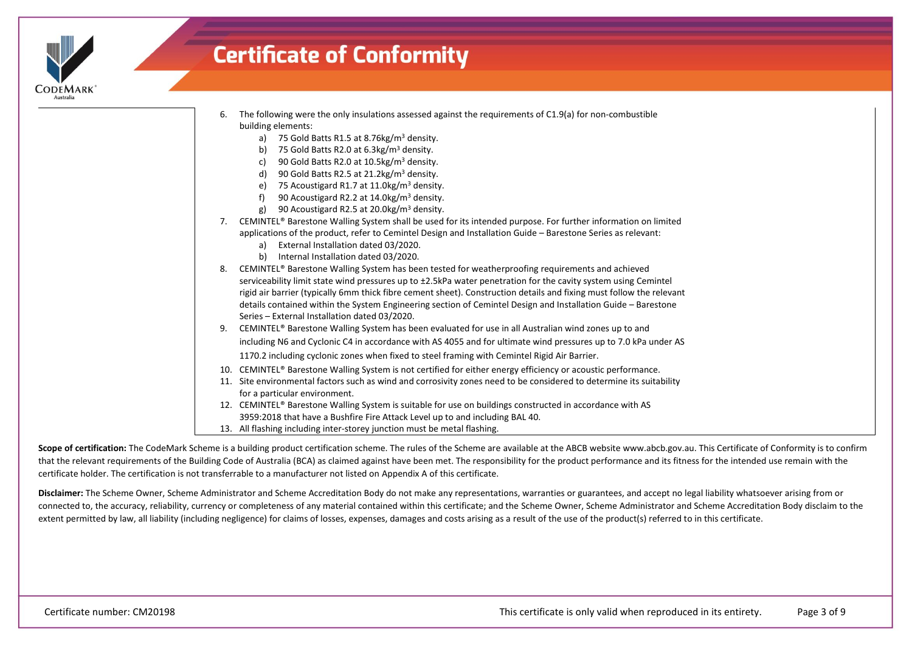# Certificate of Conformity

6. The following were the only insulations assessed against the requirements of C1.9(a) for non-combustible building elements:
   a) 75 Gold Batts R1.5 at 8.76kg/m$^3$ density.
   b) 75 Gold Batts R2.0 at 6.3kg/m$^3$ density.
   c) 90 Gold Batts R2.0 at 10.5kg/m$^3$ density.
   d) 90 Gold Batts R2.5 at 21.2kg/m$^3$ density.
   e) 75 Acoustigard R1.7 at 11.0kg/m$^3$ density.
   f) 90 Acoustigard R2.2 at 14.0kg/m$^3$ density.
   g) 90 Acoustigard R2.5 at 20.0kg/m$^3$ density.
7. CEMINTEL® Barestone Walling System shall be used for its intended purpose. For further information on limited applications of the product, refer to Cemintel Design and Installation Guide – Barestone Series as relevant:
   a) External Installation dated 03/2020.
   b) Internal Installation dated 03/2020.
8. CEMINTEL® Barestone Walling System has been tested for weatherproofing requirements and achieved serviceability limit state wind pressures up to ±2.5kPa water penetration for the cavity system using Cemintel rigid air barrier (typically 6mm thick fibre cement sheet). Construction details and fixing must follow the relevant details contained within the System Engineering section of Cemintel Design and Installation Guide – Barestone Series – External Installation dated 03/2020.
9. CEMINTEL® Barestone Walling System has been evaluated for use in all Australian wind zones up to and including N6 and Cyclonic C4 in accordance with AS 4055 and for ultimate wind pressures up to 7.0 kPa under AS 1170.2 including cyclonic zones when fixed to steel framing with Cemintel Rigid Air Barrier.
10. CEMINTEL® Barestone Walling System is not certified for either energy efficiency or acoustic performance.
11. Site environmental factors such as wind and corrosivity zones need to be considered to determine its suitability for a particular environment.
12. CEMINTEL® Barestone Walling System is suitable for use on buildings constructed in accordance with AS 3959:2018 that have a Bushfire Fire Attack Level up to and including BAL 40.
13. All flashing including inter-storey junction must be metal flashing.

**Scope of certification:** The CodeMark Scheme is a building product certification scheme. The rules of the Scheme are available at the ABCB website www.abcb.gov.au. This Certificate of Conformity is to confirm that the relevant requirements of the Building Code of Australia (BCA) as claimed against have been met. The responsibility for the product performance and its fitness for the intended use remain with the certificate holder. The certification is not transferrable to a manufacturer not listed on Appendix A of this certificate.

**Disclaimer:** The Scheme Owner, Scheme Administrator and Scheme Accreditation Body do not make any representations, warranties or guarantees, and accept no legal liability whatsoever arising from or connected to, the accuracy, reliability, currency or completeness of any material contained within this certificate; and the Scheme Owner, Scheme Administrator and Scheme Accreditation Body disclaim to the extent permitted by law, all liability (including negligence) for claims of losses, expenses, damages and costs arising as a result of the use of the product(s) referred to in this certificate.

Certificate number: CM20198

This certificate is only valid when reproduced in its entirety.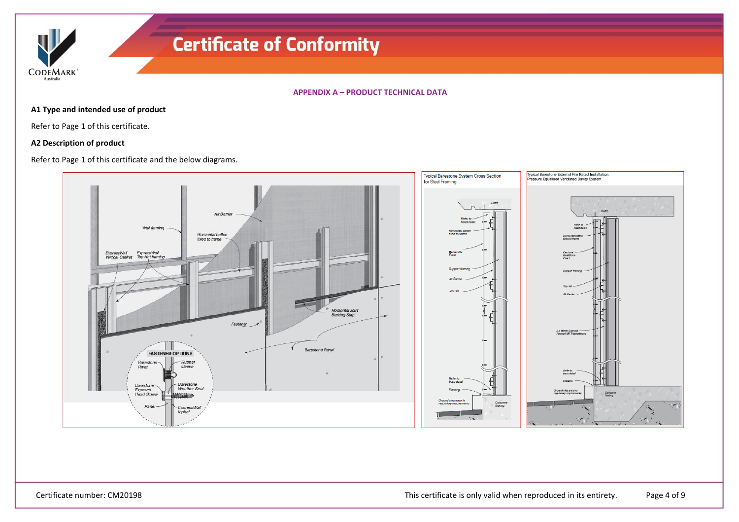## APPENDIX A – PRODUCT TECHNICAL DATA

**A1 Type and intended use of product**

Refer to Page 1 of this certificate.

**A2 Description of product**

Refer to Page 1 of this certificate and the below diagrams.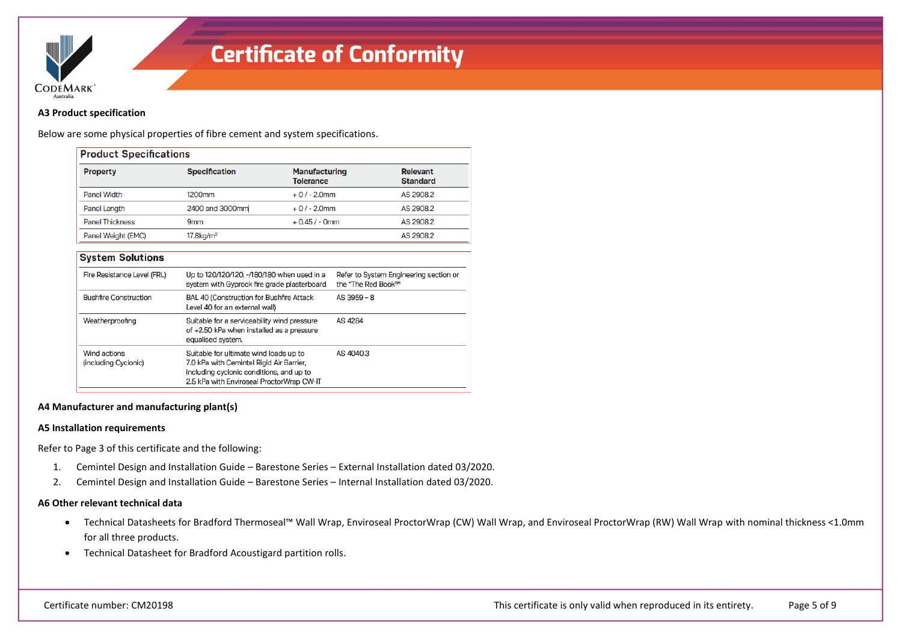## A3 Product specification

Below are some physical properties of fibre cement and system specifications.

**Product Specifications**

| Property | Specification | Manufacturing Tolerance | Relevant Standard |
|---|---|---|---|
| Panel Width | 1200mm | + 0 / - 2.0mm | AS 2908.2 |
| Panel Length | 2400 and 3000mm | + 0 / - 2.0mm | AS 2908.2 |
| Panel Thickness | 9mm | + 0.45 / - 0mm | AS 2908.2 |
| Panel Weight (EMC) | 17.8kg/m² | | AS 2908.2 |

**System Solutions**

| | | |
|---|---|---|
| Fire Resistance Level (FRL) | Up to 120/120/120, -/180/180 when used in a system with Gyprock fire grade plasterboard | Refer to System Engineering section or the "The Red Book™" |
| Bushfire Construction | BAL 40 (Construction for Bushfire Attack Level 40 for an external wall) | AS 3959 – 8 |
| Weatherproofing | Suitable for a serviceability wind pressure of +2.50 kPa when installed as a pressure equalised system. | AS 4284 |
| Wind actions (including Cyclonic) | Suitable for ultimate wind loads up to 7.0 kPa with Cemintel Rigid Air Barrier, including cyclonic conditions, and up to 2.5 kPa with Enviroseal ProctorWrap CW-IT | AS 4040.3 |

## A4 Manufacturer and manufacturing plant(s)

## A5 Installation requirements

Refer to Page 3 of this certificate and the following:

1. Cemintel Design and Installation Guide – Barestone Series – External Installation dated 03/2020.
2. Cemintel Design and Installation Guide – Barestone Series – Internal Installation dated 03/2020.

## A6 Other relevant technical data

- Technical Datasheets for Bradford Thermoseal™ Wall Wrap, Enviroseal ProctorWrap (CW) Wall Wrap, and Enviroseal ProctorWrap (RW) Wall Wrap with nominal thickness <1.0mm for all three products.
- Technical Datasheet for Bradford Acoustigard partition rolls.

Certificate number: CM20198 This certificate is only valid when reproduced in its entirety.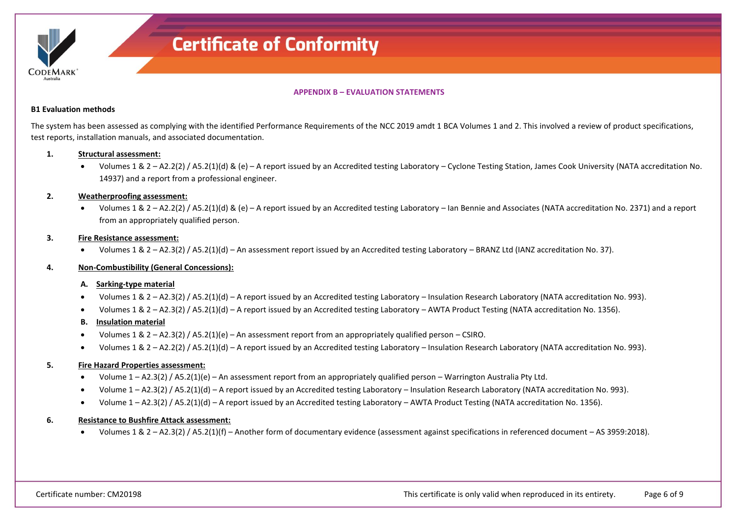## APPENDIX B – EVALUATION STATEMENTS

### B1 Evaluation methods

The system has been assessed as complying with the identified Performance Requirements of the NCC 2019 amdt 1 BCA Volumes 1 and 2. This involved a review of product specifications, test reports, installation manuals, and associated documentation.

1. **Structural assessment:**
   - Volumes 1 & 2 – A2.2(2) / A5.2(1)(d) & (e) – A report issued by an Accredited testing Laboratory – Cyclone Testing Station, James Cook University (NATA accreditation No. 14937) and a report from a professional engineer.

2. **Weatherproofing assessment:**
   - Volumes 1 & 2 – A2.2(2) / A5.2(1)(d) & (e) – A report issued by an Accredited testing Laboratory – Ian Bennie and Associates (NATA accreditation No. 2371) and a report from an appropriately qualified person.

3. **Fire Resistance assessment:**
   - Volumes 1 & 2 – A2.3(2) / A5.2(1)(d) – An assessment report issued by an Accredited testing Laboratory – BRANZ Ltd (IANZ accreditation No. 37).

4. **Non-Combustibility (General Concessions):**

   **A. Sarking-type material**
   - Volumes 1 & 2 – A2.3(2) / A5.2(1)(d) – A report issued by an Accredited testing Laboratory – Insulation Research Laboratory (NATA accreditation No. 993).
   - Volumes 1 & 2 – A2.3(2) / A5.2(1)(d) – A report issued by an Accredited testing Laboratory – AWTA Product Testing (NATA accreditation No. 1356).

   **B. Insulation material**
   - Volumes 1 & 2 – A2.3(2) / A5.2(1)(e) – An assessment report from an appropriately qualified person – CSIRO.
   - Volumes 1 & 2 – A2.2(2) / A5.2(1)(d) – A report issued by an Accredited testing Laboratory – Insulation Research Laboratory (NATA accreditation No. 993).

5. **Fire Hazard Properties assessment:**
   - Volume 1 – A2.3(2) / A5.2(1)(e) – An assessment report from an appropriately qualified person – Warrington Australia Pty Ltd.
   - Volume 1 – A2.3(2) / A5.2(1)(d) – A report issued by an Accredited testing Laboratory – Insulation Research Laboratory (NATA accreditation No. 993).
   - Volume 1 – A2.3(2) / A5.2(1)(d) – A report issued by an Accredited testing Laboratory – AWTA Product Testing (NATA accreditation No. 1356).

6. **Resistance to Bushfire Attack assessment:**
   - Volumes 1 & 2 – A2.3(2) / A5.2(1)(f) – Another form of documentary evidence (assessment against specifications in referenced document – AS 3959:2018).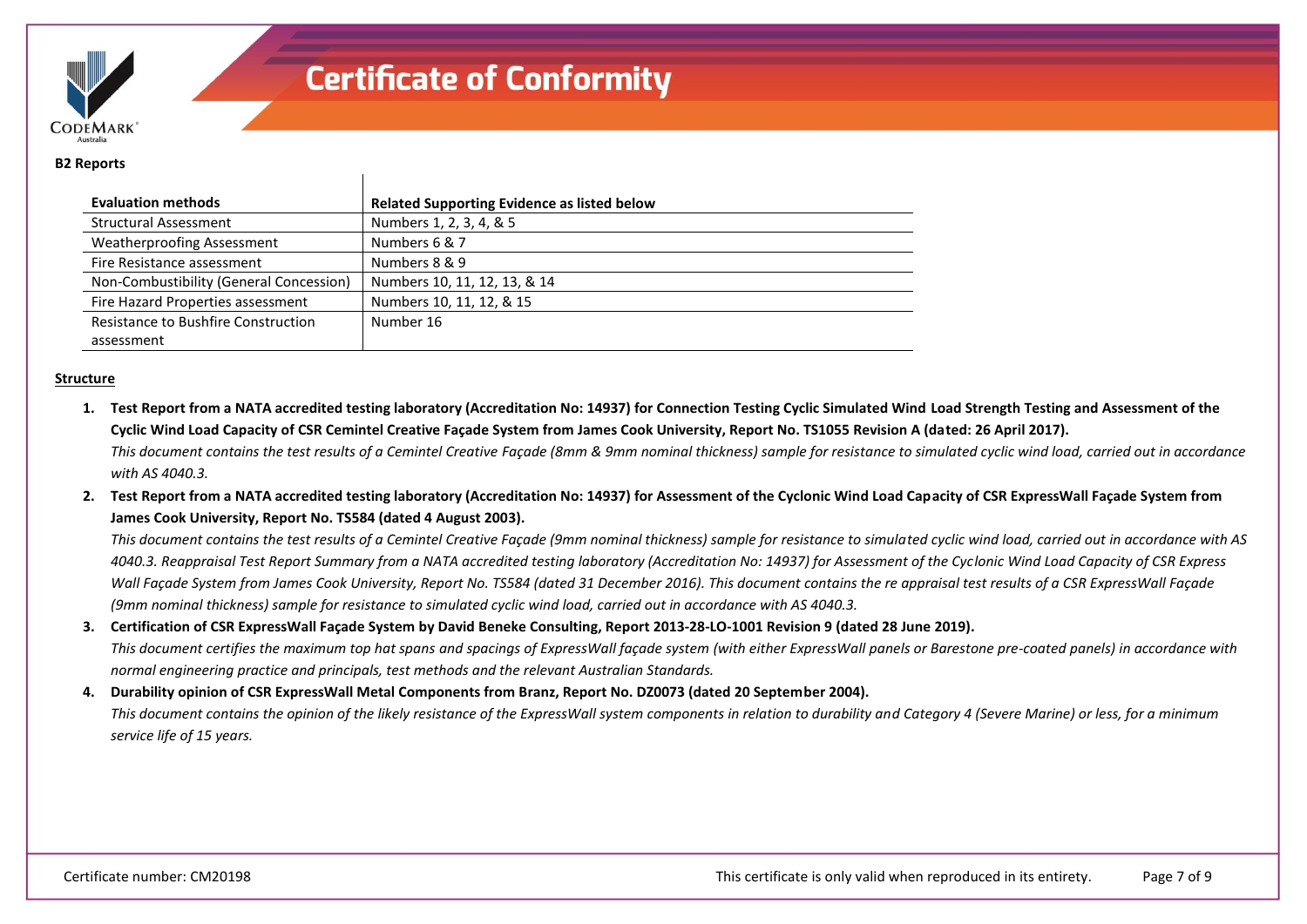**B2 Reports**

| Evaluation methods | Related Supporting Evidence as listed below |
|---|---|
| Structural Assessment | Numbers 1, 2, 3, 4, & 5 |
| Weatherproofing Assessment | Numbers 6 & 7 |
| Fire Resistance assessment | Numbers 8 & 9 |
| Non-Combustibility (General Concession) | Numbers 10, 11, 12, 13, & 14 |
| Fire Hazard Properties assessment | Numbers 10, 11, 12, & 15 |
| Resistance to Bushfire Construction assessment | Number 16 |

**Structure**

1. **Test Report from a NATA accredited testing laboratory (Accreditation No: 14937) for Connection Testing Cyclic Simulated Wind Load Strength Testing and Assessment of the Cyclic Wind Load Capacity of CSR Cemintel Creative Façade System from James Cook University, Report No. TS1055 Revision A (dated: 26 April 2017).**
   *This document contains the test results of a Cemintel Creative Façade (8mm & 9mm nominal thickness) sample for resistance to simulated cyclic wind load, carried out in accordance with AS 4040.3.*
2. **Test Report from a NATA accredited testing laboratory (Accreditation No: 14937) for Assessment of the Cyclonic Wind Load Capacity of CSR ExpressWall Façade System from James Cook University, Report No. TS584 (dated 4 August 2003).**
   *This document contains the test results of a Cemintel Creative Façade (9mm nominal thickness) sample for resistance to simulated cyclic wind load, carried out in accordance with AS 4040.3. Reappraisal Test Report Summary from a NATA accredited testing laboratory (Accreditation No: 14937) for Assessment of the Cyclonic Wind Load Capacity of CSR Express Wall Façade System from James Cook University, Report No. TS584 (dated 31 December 2016). This document contains the re appraisal test results of a CSR ExpressWall Façade (9mm nominal thickness) sample for resistance to simulated cyclic wind load, carried out in accordance with AS 4040.3.*
3. **Certification of CSR ExpressWall Façade System by David Beneke Consulting, Report 2013-28-LO-1001 Revision 9 (dated 28 June 2019).**
   *This document certifies the maximum top hat spans and spacings of ExpressWall façade system (with either ExpressWall panels or Barestone pre-coated panels) in accordance with normal engineering practice and principals, test methods and the relevant Australian Standards.*
4. **Durability opinion of CSR ExpressWall Metal Components from Branz, Report No. DZ0073 (dated 20 September 2004).**
   *This document contains the opinion of the likely resistance of the ExpressWall system components in relation to durability and Category 4 (Severe Marine) or less, for a minimum service life of 15 years.*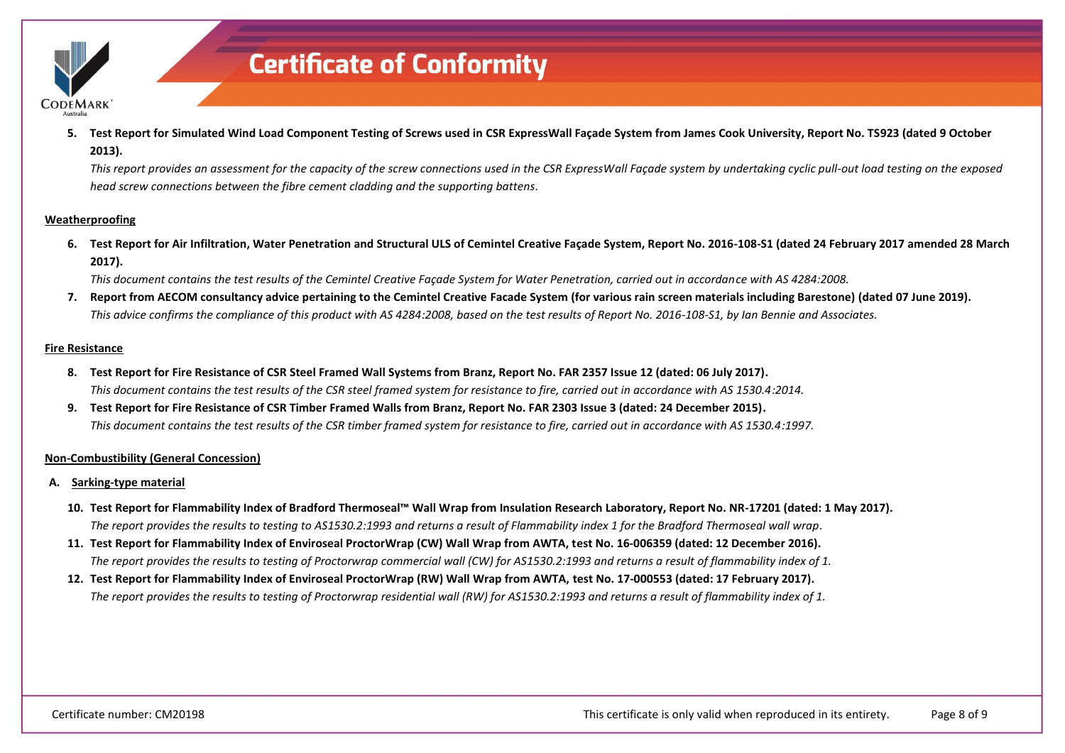5. **Test Report for Simulated Wind Load Component Testing of Screws used in CSR ExpressWall Façade System from James Cook University, Report No. TS923 (dated 9 October 2013).**
   *This report provides an assessment for the capacity of the screw connections used in the CSR ExpressWall Façade system by undertaking cyclic pull-out load testing on the exposed head screw connections between the fibre cement cladding and the supporting battens.*

**Weatherproofing**

6. **Test Report for Air Infiltration, Water Penetration and Structural ULS of Cemintel Creative Façade System, Report No. 2016-108-S1 (dated 24 February 2017 amended 28 March 2017).**
   *This document contains the test results of the Cemintel Creative Façade System for Water Penetration, carried out in accordance with AS 4284:2008.*
7. **Report from AECOM consultancy advice pertaining to the Cemintel Creative Facade System (for various rain screen materials including Barestone) (dated 07 June 2019).**
   *This advice confirms the compliance of this product with AS 4284:2008, based on the test results of Report No. 2016-108-S1, by Ian Bennie and Associates.*

**Fire Resistance**

8. **Test Report for Fire Resistance of CSR Steel Framed Wall Systems from Branz, Report No. FAR 2357 Issue 12 (dated: 06 July 2017).**
   *This document contains the test results of the CSR steel framed system for resistance to fire, carried out in accordance with AS 1530.4:2014.*
9. **Test Report for Fire Resistance of CSR Timber Framed Walls from Branz, Report No. FAR 2303 Issue 3 (dated: 24 December 2015).**
   *This document contains the test results of the CSR timber framed system for resistance to fire, carried out in accordance with AS 1530.4:1997.*

**Non-Combustibility (General Concession)**

A. **Sarking-type material**

10. **Test Report for Flammability Index of Bradford Thermoseal™ Wall Wrap from Insulation Research Laboratory, Report No. NR-17201 (dated: 1 May 2017).**
    *The report provides the results to testing to AS1530.2:1993 and returns a result of Flammability index 1 for the Bradford Thermoseal wall wrap.*
11. **Test Report for Flammability Index of Enviroseal ProctorWrap (CW) Wall Wrap from AWTA, test No. 16-006359 (dated: 12 December 2016).**
    *The report provides the results to testing of Proctorwrap commercial wall (CW) for AS1530.2:1993 and returns a result of flammability index of 1.*
12. **Test Report for Flammability Index of Enviroseal ProctorWrap (RW) Wall Wrap from AWTA, test No. 17-000553 (dated: 17 February 2017).**
    *The report provides the results to testing of Proctorwrap residential wall (RW) for AS1530.2:1993 and returns a result of flammability index of 1.*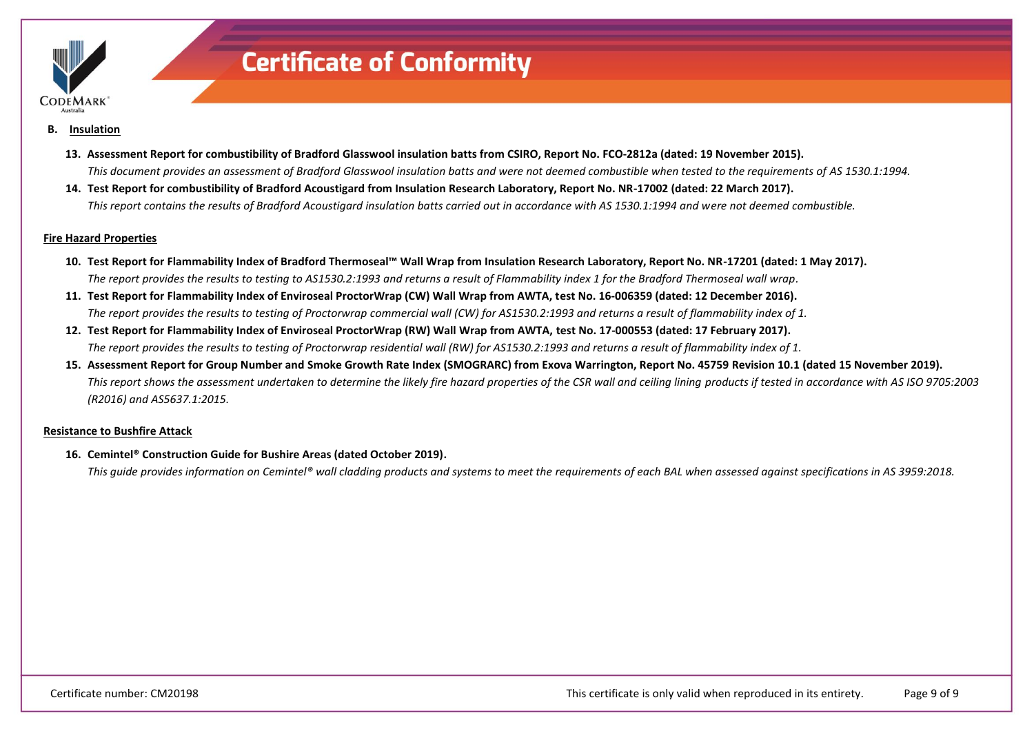**B. Insulation**

13. **Assessment Report for combustibility of Bradford Glasswool insulation batts from CSIRO, Report No. FCO-2812a (dated: 19 November 2015).**
    *This document provides an assessment of Bradford Glasswool insulation batts and were not deemed combustible when tested to the requirements of AS 1530.1:1994.*
14. **Test Report for combustibility of Bradford Acoustigard from Insulation Research Laboratory, Report No. NR-17002 (dated: 22 March 2017).**
    *This report contains the results of Bradford Acoustigard insulation batts carried out in accordance with AS 1530.1:1994 and were not deemed combustible.*

**Fire Hazard Properties**

10. **Test Report for Flammability Index of Bradford Thermoseal™ Wall Wrap from Insulation Research Laboratory, Report No. NR-17201 (dated: 1 May 2017).**
    *The report provides the results to testing to AS1530.2:1993 and returns a result of Flammability index 1 for the Bradford Thermoseal wall wrap.*
11. **Test Report for Flammability Index of Enviroseal ProctorWrap (CW) Wall Wrap from AWTA, test No. 16-006359 (dated: 12 December 2016).**
    *The report provides the results to testing of Proctorwrap commercial wall (CW) for AS1530.2:1993 and returns a result of flammability index of 1.*
12. **Test Report for Flammability Index of Enviroseal ProctorWrap (RW) Wall Wrap from AWTA, test No. 17-000553 (dated: 17 February 2017).**
    *The report provides the results to testing of Proctorwrap residential wall (RW) for AS1530.2:1993 and returns a result of flammability index of 1.*
15. **Assessment Report for Group Number and Smoke Growth Rate Index (SMOGRARC) from Exova Warrington, Report No. 45759 Revision 10.1 (dated 15 November 2019).**
    *This report shows the assessment undertaken to determine the likely fire hazard properties of the CSR wall and ceiling lining products if tested in accordance with AS ISO 9705:2003 (R2016) and AS5637.1:2015.*

**Resistance to Bushfire Attack**

16. **Cemintel® Construction Guide for Bushire Areas (dated October 2019).**
    *This guide provides information on Cemintel® wall cladding products and systems to meet the requirements of each BAL when assessed against specifications in AS 3959:2018.*